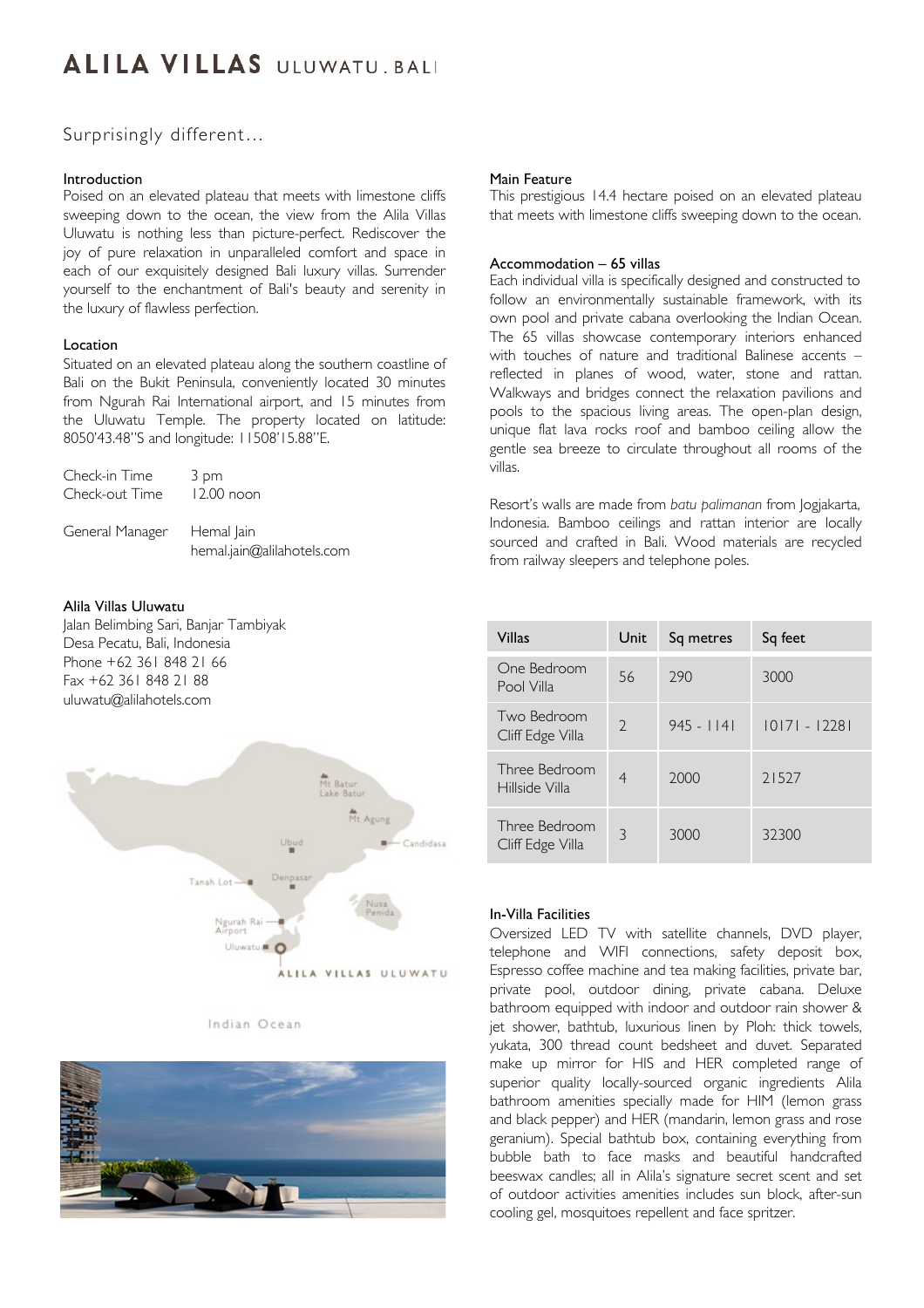# ALILA VILLAS ULUWATU . BALI

## Surprisingly different...

### Introduction

Poised on an elevated plateau that meets with limestone cliffs sweeping down to the ocean, the view from the Alila Villas Uluwatu is nothing less than picture-perfect. Rediscover the joy of pure relaxation in unparalleled comfort and space in each of our exquisitely designed Bali luxury villas. Surrender yourself to the enchantment of Bali's beauty and serenity in the luxury of flawless perfection.

### Location

Situated on an elevated plateau along the southern coastline of Bali on the Bukit Peninsula, conveniently located 30 minutes from Ngurah Rai International airport, and 15 minutes from the Uluwatu Temple. The property located on latitude: 8050'43.48"S and longitude: 11508'15.88"E.

Check-in Time 3 pm
Check-out Time 12.00 noon

General Manager Hemal Jain
hemal.jain@alilahotels.com

### Alila Villas Uluwatu

Jalan Belimbing Sari, Banjar Tambiyak
Desa Pecatu, Bali, Indonesia
Phone +62 361 848 21 66
Fax +62 361 848 21 88
uluwatu@alilahotels.com

### Main Feature

This prestigious 14.4 hectare poised on an elevated plateau that meets with limestone cliffs sweeping down to the ocean.

### Accommodation – 65 villas

Each individual villa is specifically designed and constructed to follow an environmentally sustainable framework, with its own pool and private cabana overlooking the Indian Ocean. The 65 villas showcase contemporary interiors enhanced with touches of nature and traditional Balinese accents – reflected in planes of wood, water, stone and rattan. Walkways and bridges connect the relaxation pavilions and pools to the spacious living areas. The open-plan design, unique flat lava rocks roof and bamboo ceiling allow the gentle sea breeze to circulate throughout all rooms of the villas.

Resort's walls are made from *batu palimanan* from Jogjakarta, Indonesia. Bamboo ceilings and rattan interior are locally sourced and crafted in Bali. Wood materials are recycled from railway sleepers and telephone poles.

| Villas | Unit | Sq metres | Sq feet |
|---|---|---|---|
| One Bedroom Pool Villa | 56 | 290 | 3000 |
| Two Bedroom Cliff Edge Villa | 2 | 945 - 1141 | 10171 - 12281 |
| Three Bedroom Hillside Villa | 4 | 2000 | 21527 |
| Three Bedroom Cliff Edge Villa | 3 | 3000 | 32300 |

### In-Villa Facilities

Oversized LED TV with satellite channels, DVD player, telephone and WIFI connections, safety deposit box, Espresso coffee machine and tea making facilities, private bar, private pool, outdoor dining, private cabana. Deluxe bathroom equipped with indoor and outdoor rain shower & jet shower, bathtub, luxurious linen by Ploh: thick towels, yukata, 300 thread count bedsheet and duvet. Separated make up mirror for HIS and HER completed range of superior quality locally-sourced organic ingredients Alila bathroom amenities specially made for HIM (lemon grass and black pepper) and HER (mandarin, lemon grass and rose geranium). Special bathtub box, containing everything from bubble bath to face masks and beautiful handcrafted beeswax candles; all in Alila's signature secret scent and set of outdoor activities amenities includes sun block, after-sun cooling gel, mosquitoes repellent and face spritzer.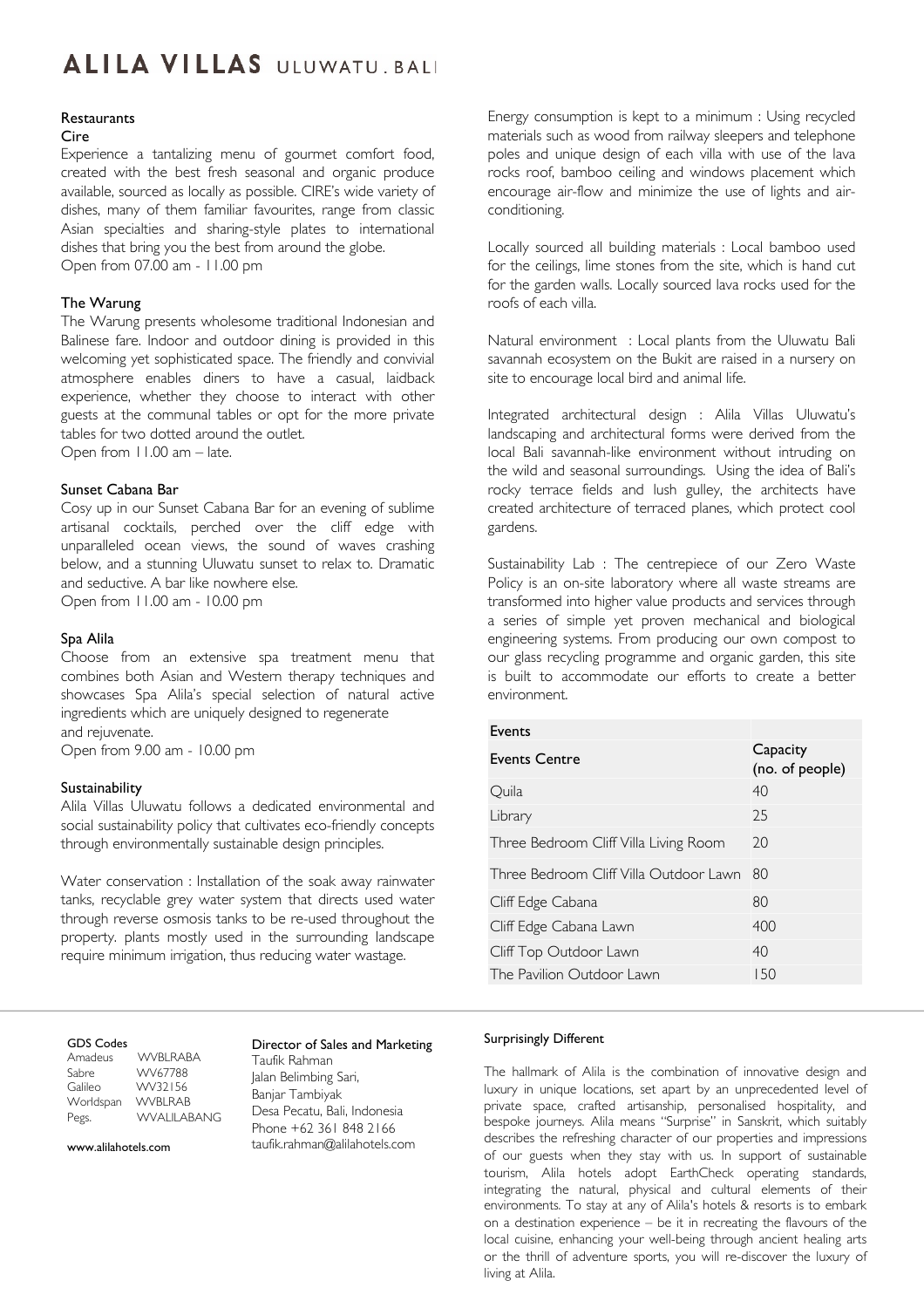# ALILA VILLAS ULUWATU . BALI

## Restaurants

### Cire

Experience a tantalizing menu of gourmet comfort food, created with the best fresh seasonal and organic produce available, sourced as locally as possible. CIRE's wide variety of dishes, many of them familiar favourites, range from classic Asian specialties and sharing-style plates to international dishes that bring you the best from around the globe.
Open from 07.00 am - 11.00 pm

### The Warung

The Warung presents wholesome traditional Indonesian and Balinese fare. Indoor and outdoor dining is provided in this welcoming yet sophisticated space. The friendly and convivial atmosphere enables diners to have a casual, laidback experience, whether they choose to interact with other guests at the communal tables or opt for the more private tables for two dotted around the outlet.
Open from 11.00 am – late.

### Sunset Cabana Bar

Cosy up in our Sunset Cabana Bar for an evening of sublime artisanal cocktails, perched over the cliff edge with unparalleled ocean views, the sound of waves crashing below, and a stunning Uluwatu sunset to relax to. Dramatic and seductive. A bar like nowhere else.
Open from 11.00 am - 10.00 pm

### Spa Alila

Choose from an extensive spa treatment menu that combines both Asian and Western therapy techniques and showcases Spa Alila's special selection of natural active ingredients which are uniquely designed to regenerate and rejuvenate.
Open from 9.00 am - 10.00 pm

## Sustainability

Alila Villas Uluwatu follows a dedicated environmental and social sustainability policy that cultivates eco-friendly concepts through environmentally sustainable design principles.

Water conservation : Installation of the soak away rainwater tanks, recyclable grey water system that directs used water through reverse osmosis tanks to be re-used throughout the property. plants mostly used in the surrounding landscape require minimum irrigation, thus reducing water wastage.

Energy consumption is kept to a minimum : Using recycled materials such as wood from railway sleepers and telephone poles and unique design of each villa with use of the lava rocks roof, bamboo ceiling and windows placement which encourage air-flow and minimize the use of lights and air-conditioning.

Locally sourced all building materials : Local bamboo used for the ceilings, lime stones from the site, which is hand cut for the garden walls. Locally sourced lava rocks used for the roofs of each villa.

Natural environment : Local plants from the Uluwatu Bali savannah ecosystem on the Bukit are raised in a nursery on site to encourage local bird and animal life.

Integrated architectural design : Alila Villas Uluwatu's landscaping and architectural forms were derived from the local Bali savannah-like environment without intruding on the wild and seasonal surroundings. Using the idea of Bali's rocky terrace fields and lush gulley, the architects have created architecture of terraced planes, which protect cool gardens.

Sustainability Lab : The centrepiece of our Zero Waste Policy is an on-site laboratory where all waste streams are transformed into higher value products and services through a series of simple yet proven mechanical and biological engineering systems. From producing our own compost to our glass recycling programme and organic garden, this site is built to accommodate our efforts to create a better environment.

## Events

| Events Centre | Capacity (no. of people) |
|---|---|
| Quila | 40 |
| Library | 25 |
| Three Bedroom Cliff Villa Living Room | 20 |
| Three Bedroom Cliff Villa Outdoor Lawn | 80 |
| Cliff Edge Cabana | 80 |
| Cliff Edge Cabana Lawn | 400 |
| Cliff Top Outdoor Lawn | 40 |
| The Pavilion Outdoor Lawn | 150 |

**GDS Codes**

| | |
|---|---|
| Amadeus | WVBLRABA |
| Sabre | WV67788 |
| Galileo | WV32156 |
| Worldspan | WVBLRAB |
| Pegs. | WVALILABANG |

www.alilahotels.com

**Director of Sales and Marketing**
Taufik Rahman
Jalan Belimbing Sari,
Banjar Tambiyak
Desa Pecatu, Bali, Indonesia
Phone +62 361 848 2166
taufik.rahman@alilahotels.com

**Surprisingly Different**

The hallmark of Alila is the combination of innovative design and luxury in unique locations, set apart by an unprecedented level of private space, crafted artisanship, personalised hospitality, and bespoke journeys. Alila means "Surprise" in Sanskrit, which suitably describes the refreshing character of our properties and impressions of our guests when they stay with us. In support of sustainable tourism, Alila hotels adopt EarthCheck operating standards, integrating the natural, physical and cultural elements of their environments. To stay at any of Alila's hotels & resorts is to embark on a destination experience – be it in recreating the flavours of the local cuisine, enhancing your well-being through ancient healing arts or the thrill of adventure sports, you will re-discover the luxury of living at Alila.